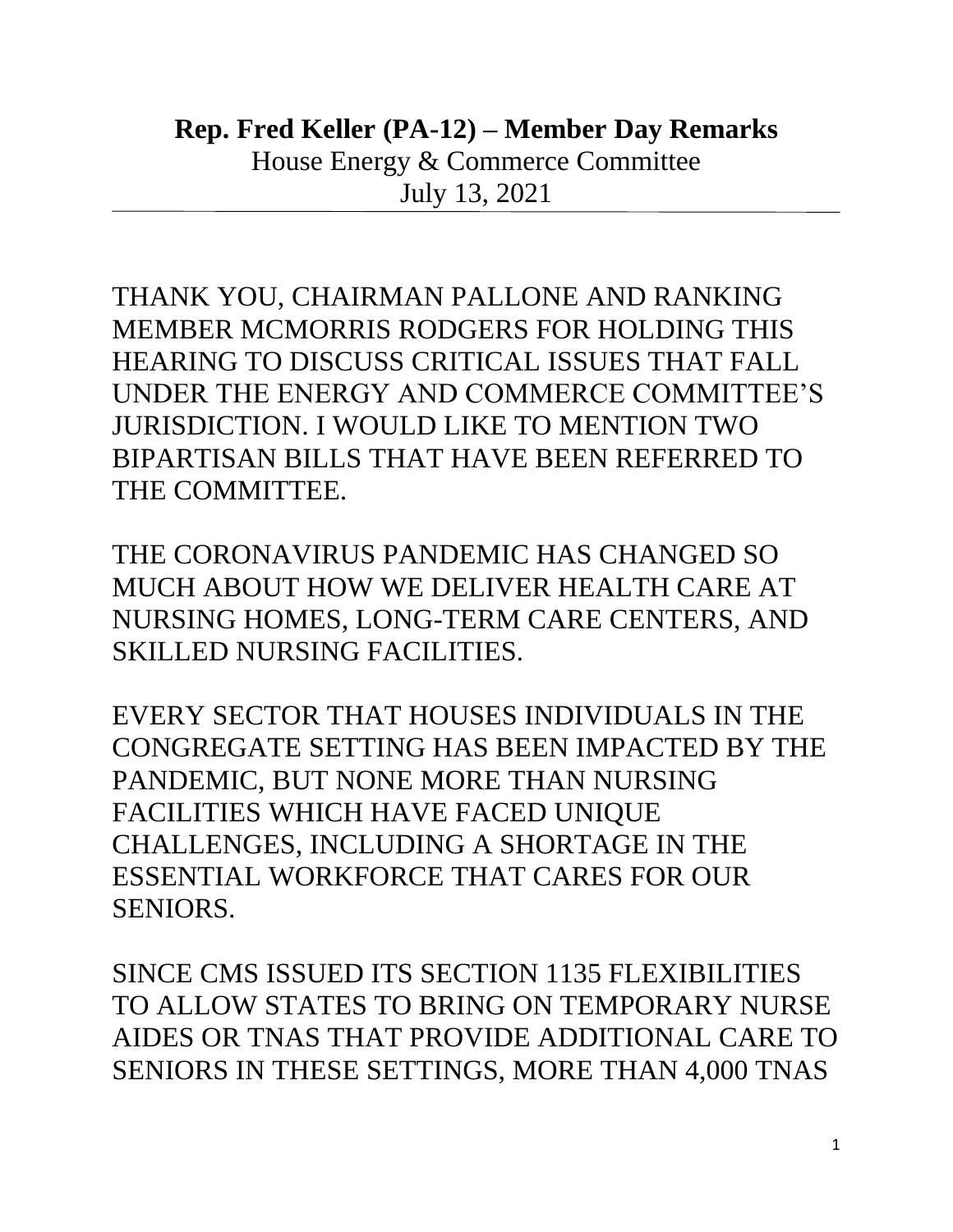**Rep. Fred Keller (PA-12) – Member Day Remarks**
House Energy & Commerce Committee
July 13, 2021

---

THANK YOU, CHAIRMAN PALLONE AND RANKING MEMBER MCMORRIS RODGERS FOR HOLDING THIS HEARING TO DISCUSS CRITICAL ISSUES THAT FALL UNDER THE ENERGY AND COMMERCE COMMITTEE'S JURISDICTION. I WOULD LIKE TO MENTION TWO BIPARTISAN BILLS THAT HAVE BEEN REFERRED TO THE COMMITTEE.

THE CORONAVIRUS PANDEMIC HAS CHANGED SO MUCH ABOUT HOW WE DELIVER HEALTH CARE AT NURSING HOMES, LONG-TERM CARE CENTERS, AND SKILLED NURSING FACILITIES.

EVERY SECTOR THAT HOUSES INDIVIDUALS IN THE CONGREGATE SETTING HAS BEEN IMPACTED BY THE PANDEMIC, BUT NONE MORE THAN NURSING FACILITIES WHICH HAVE FACED UNIQUE CHALLENGES, INCLUDING A SHORTAGE IN THE ESSENTIAL WORKFORCE THAT CARES FOR OUR SENIORS.

SINCE CMS ISSUED ITS SECTION 1135 FLEXIBILITIES TO ALLOW STATES TO BRING ON TEMPORARY NURSE AIDES OR TNAS THAT PROVIDE ADDITIONAL CARE TO SENIORS IN THESE SETTINGS, MORE THAN 4,000 TNAS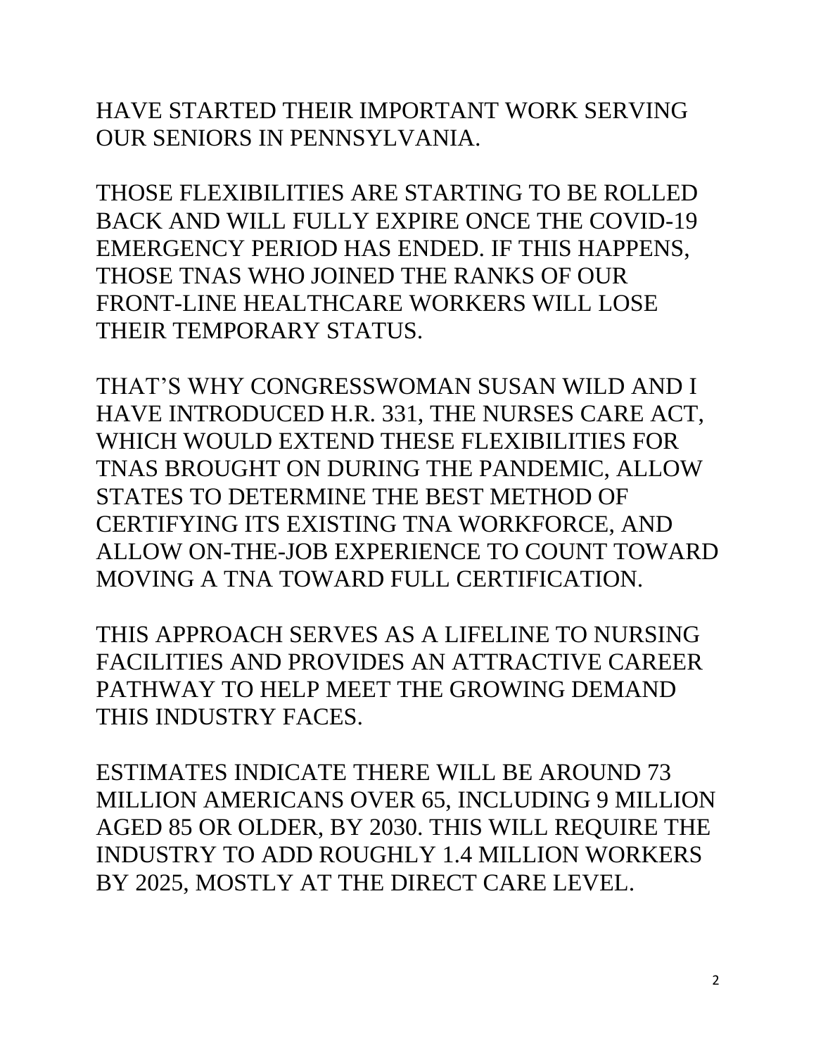HAVE STARTED THEIR IMPORTANT WORK SERVING OUR SENIORS IN PENNSYLVANIA.

THOSE FLEXIBILITIES ARE STARTING TO BE ROLLED BACK AND WILL FULLY EXPIRE ONCE THE COVID-19 EMERGENCY PERIOD HAS ENDED. IF THIS HAPPENS, THOSE TNAS WHO JOINED THE RANKS OF OUR FRONT-LINE HEALTHCARE WORKERS WILL LOSE THEIR TEMPORARY STATUS.

THAT'S WHY CONGRESSWOMAN SUSAN WILD AND I HAVE INTRODUCED H.R. 331, THE NURSES CARE ACT, WHICH WOULD EXTEND THESE FLEXIBILITIES FOR TNAS BROUGHT ON DURING THE PANDEMIC, ALLOW STATES TO DETERMINE THE BEST METHOD OF CERTIFYING ITS EXISTING TNA WORKFORCE, AND ALLOW ON-THE-JOB EXPERIENCE TO COUNT TOWARD MOVING A TNA TOWARD FULL CERTIFICATION.

THIS APPROACH SERVES AS A LIFELINE TO NURSING FACILITIES AND PROVIDES AN ATTRACTIVE CAREER PATHWAY TO HELP MEET THE GROWING DEMAND THIS INDUSTRY FACES.

ESTIMATES INDICATE THERE WILL BE AROUND 73 MILLION AMERICANS OVER 65, INCLUDING 9 MILLION AGED 85 OR OLDER, BY 2030. THIS WILL REQUIRE THE INDUSTRY TO ADD ROUGHLY 1.4 MILLION WORKERS BY 2025, MOSTLY AT THE DIRECT CARE LEVEL.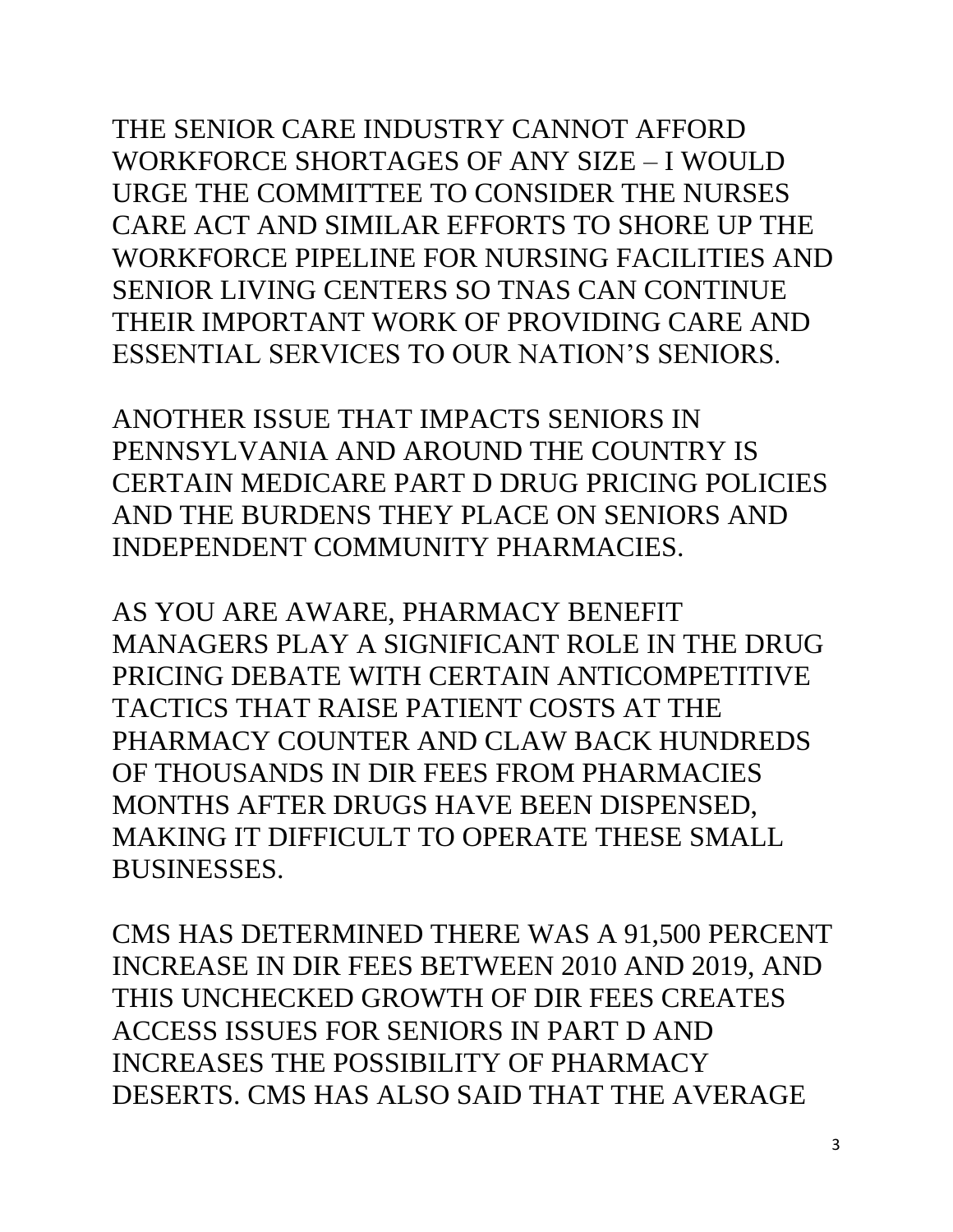THE SENIOR CARE INDUSTRY CANNOT AFFORD WORKFORCE SHORTAGES OF ANY SIZE – I WOULD URGE THE COMMITTEE TO CONSIDER THE NURSES CARE ACT AND SIMILAR EFFORTS TO SHORE UP THE WORKFORCE PIPELINE FOR NURSING FACILITIES AND SENIOR LIVING CENTERS SO TNAS CAN CONTINUE THEIR IMPORTANT WORK OF PROVIDING CARE AND ESSENTIAL SERVICES TO OUR NATION'S SENIORS.

ANOTHER ISSUE THAT IMPACTS SENIORS IN PENNSYLVANIA AND AROUND THE COUNTRY IS CERTAIN MEDICARE PART D DRUG PRICING POLICIES AND THE BURDENS THEY PLACE ON SENIORS AND INDEPENDENT COMMUNITY PHARMACIES.

AS YOU ARE AWARE, PHARMACY BENEFIT MANAGERS PLAY A SIGNIFICANT ROLE IN THE DRUG PRICING DEBATE WITH CERTAIN ANTICOMPETITIVE TACTICS THAT RAISE PATIENT COSTS AT THE PHARMACY COUNTER AND CLAW BACK HUNDREDS OF THOUSANDS IN DIR FEES FROM PHARMACIES MONTHS AFTER DRUGS HAVE BEEN DISPENSED, MAKING IT DIFFICULT TO OPERATE THESE SMALL BUSINESSES.

CMS HAS DETERMINED THERE WAS A 91,500 PERCENT INCREASE IN DIR FEES BETWEEN 2010 AND 2019, AND THIS UNCHECKED GROWTH OF DIR FEES CREATES ACCESS ISSUES FOR SENIORS IN PART D AND INCREASES THE POSSIBILITY OF PHARMACY DESERTS. CMS HAS ALSO SAID THAT THE AVERAGE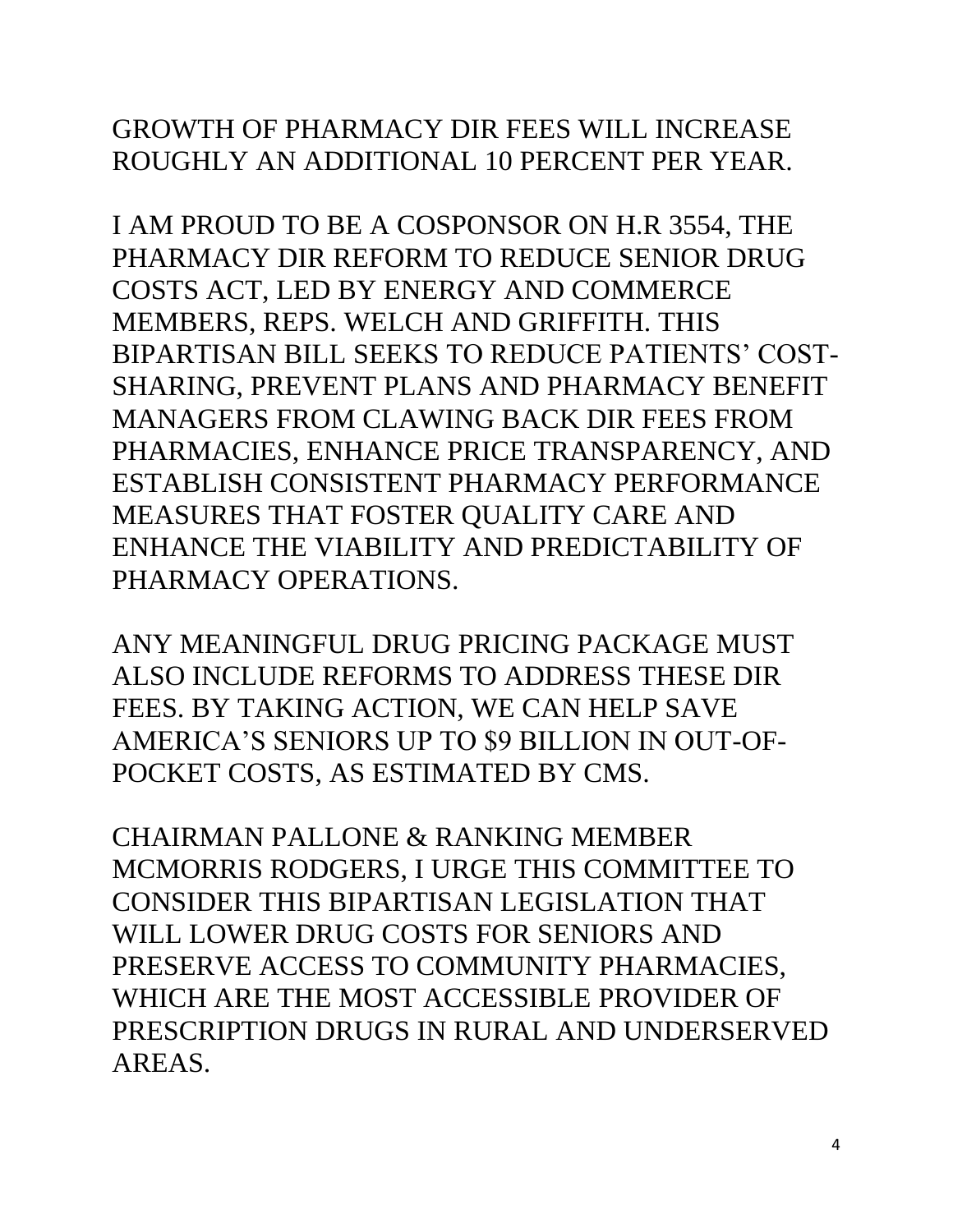GROWTH OF PHARMACY DIR FEES WILL INCREASE ROUGHLY AN ADDITIONAL 10 PERCENT PER YEAR.

I AM PROUD TO BE A COSPONSOR ON H.R 3554, THE PHARMACY DIR REFORM TO REDUCE SENIOR DRUG COSTS ACT, LED BY ENERGY AND COMMERCE MEMBERS, REPS. WELCH AND GRIFFITH. THIS BIPARTISAN BILL SEEKS TO REDUCE PATIENTS' COST-SHARING, PREVENT PLANS AND PHARMACY BENEFIT MANAGERS FROM CLAWING BACK DIR FEES FROM PHARMACIES, ENHANCE PRICE TRANSPARENCY, AND ESTABLISH CONSISTENT PHARMACY PERFORMANCE MEASURES THAT FOSTER QUALITY CARE AND ENHANCE THE VIABILITY AND PREDICTABILITY OF PHARMACY OPERATIONS.

ANY MEANINGFUL DRUG PRICING PACKAGE MUST ALSO INCLUDE REFORMS TO ADDRESS THESE DIR FEES. BY TAKING ACTION, WE CAN HELP SAVE AMERICA'S SENIORS UP TO $9 BILLION IN OUT-OF-POCKET COSTS, AS ESTIMATED BY CMS.

CHAIRMAN PALLONE & RANKING MEMBER MCMORRIS RODGERS, I URGE THIS COMMITTEE TO CONSIDER THIS BIPARTISAN LEGISLATION THAT WILL LOWER DRUG COSTS FOR SENIORS AND PRESERVE ACCESS TO COMMUNITY PHARMACIES, WHICH ARE THE MOST ACCESSIBLE PROVIDER OF PRESCRIPTION DRUGS IN RURAL AND UNDERSERVED AREAS.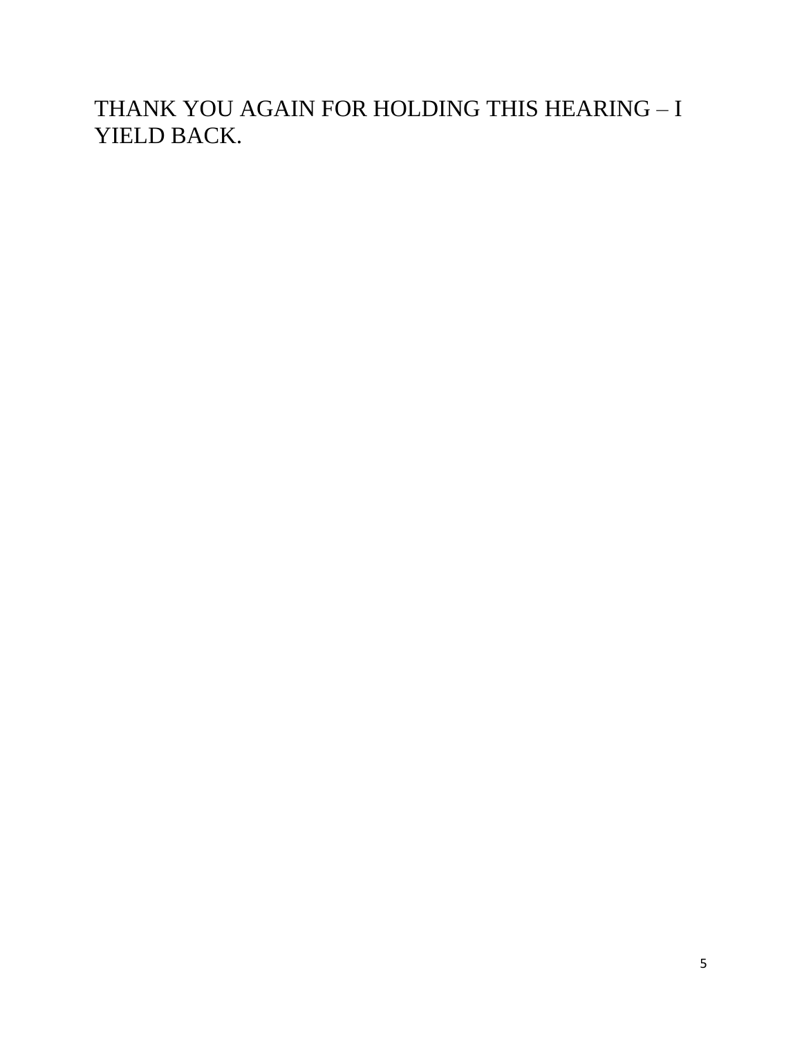THANK YOU AGAIN FOR HOLDING THIS HEARING – I YIELD BACK.